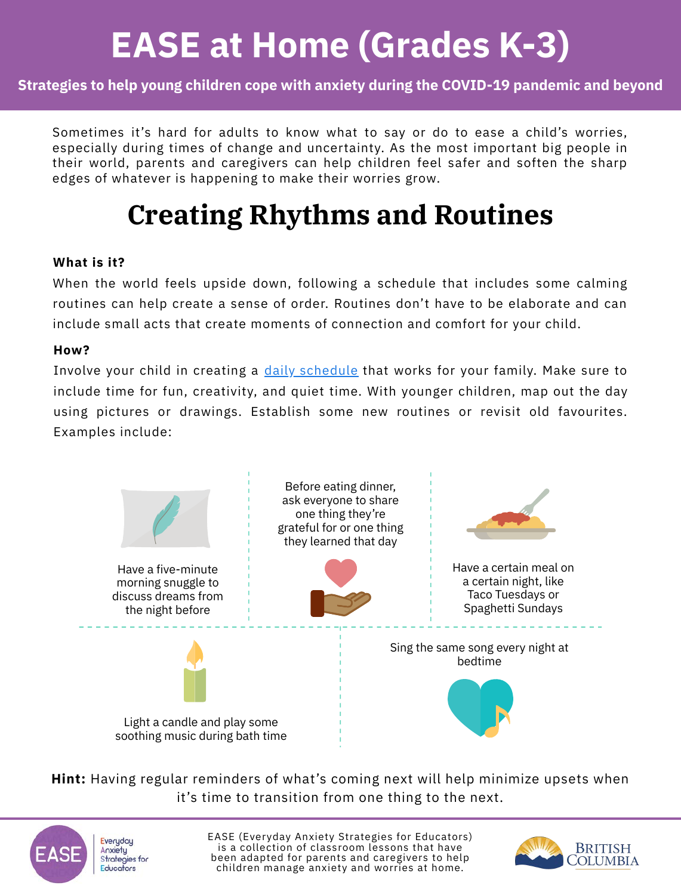# EASE at Home (Grades K-3)

**Strategies to help young children cope with anxiety during the COVID-19 pandemic and beyond**

Sometimes it's hard for adults to know what to say or do to ease a child's worries, especially during times of change and uncertainty. As the most important big people in their world, parents and caregivers can help children feel safer and soften the sharp edges of whatever is happening to make their worries grow.

## Creating Rhythms and Routines

**What is it?**

When the world feels upside down, following a schedule that includes some calming routines can help create a sense of order. Routines don't have to be elaborate and can include small acts that create moments of connection and comfort for your child.

**How?**

Involve your child in creating a daily schedule that works for your family. Make sure to include time for fun, creativity, and quiet time. With younger children, map out the day using pictures or drawings. Establish some new routines or revisit old favourites. Examples include:

- Have a five-minute morning snuggle to discuss dreams from the night before
- Before eating dinner, ask everyone to share one thing they're grateful for or one thing they learned that day
- Have a certain meal on a certain night, like Taco Tuesdays or Spaghetti Sundays
- Light a candle and play some soothing music during bath time
- Sing the same song every night at bedtime

**Hint:** Having regular reminders of what's coming next will help minimize upsets when it's time to transition from one thing to the next.

EASE (Everyday Anxiety Strategies for Educators) is a collection of classroom lessons that have been adapted for parents and caregivers to help children manage anxiety and worries at home.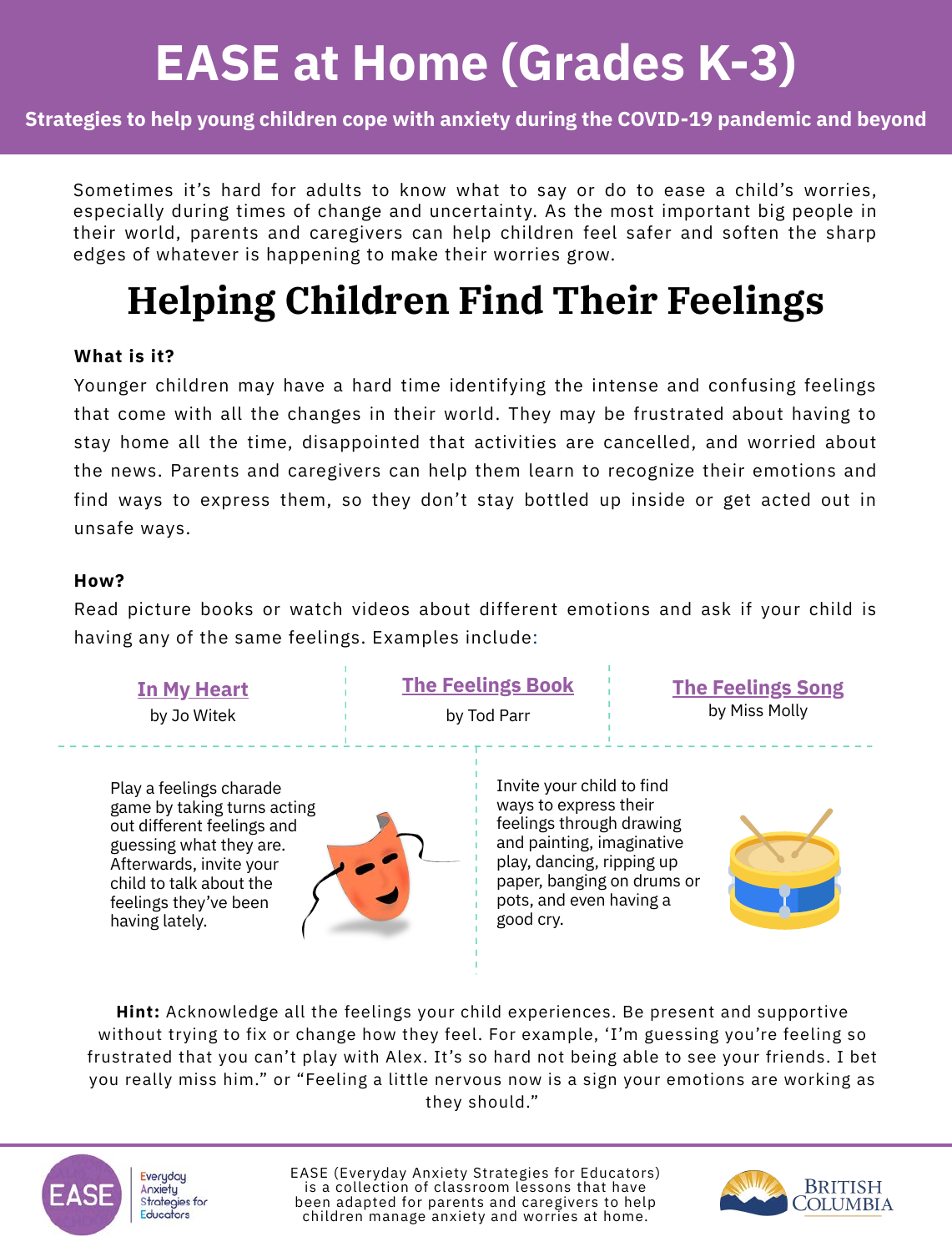# EASE at Home (Grades K-3)

**Strategies to help young children cope with anxiety during the COVID-19 pandemic and beyond**

Sometimes it's hard for adults to know what to say or do to ease a child's worries, especially during times of change and uncertainty. As the most important big people in their world, parents and caregivers can help children feel safer and soften the sharp edges of whatever is happening to make their worries grow.

## Helping Children Find Their Feelings

**What is it?**

Younger children may have a hard time identifying the intense and confusing feelings that come with all the changes in their world. They may be frustrated about having to stay home all the time, disappointed that activities are cancelled, and worried about the news. Parents and caregivers can help them learn to recognize their emotions and find ways to express them, so they don't stay bottled up inside or get acted out in unsafe ways.

**How?**

Read picture books or watch videos about different emotions and ask if your child is having any of the same feelings. Examples include:

- **In My Heart** by Jo Witek
- **The Feelings Book** by Tod Parr
- **The Feelings Song** by Miss Molly

Play a feelings charade game by taking turns acting out different feelings and guessing what they are. Afterwards, invite your child to talk about the feelings they've been having lately.

Invite your child to find ways to express their feelings through drawing and painting, imaginative play, dancing, ripping up paper, banging on drums or pots, and even having a good cry.

**Hint:** Acknowledge all the feelings your child experiences. Be present and supportive without trying to fix or change how they feel. For example, 'I'm guessing you're feeling so frustrated that you can't play with Alex. It's so hard not being able to see your friends. I bet you really miss him." or "Feeling a little nervous now is a sign your emotions are working as they should."

EASE (Everyday Anxiety Strategies for Educators) is a collection of classroom lessons that have been adapted for parents and caregivers to help children manage anxiety and worries at home.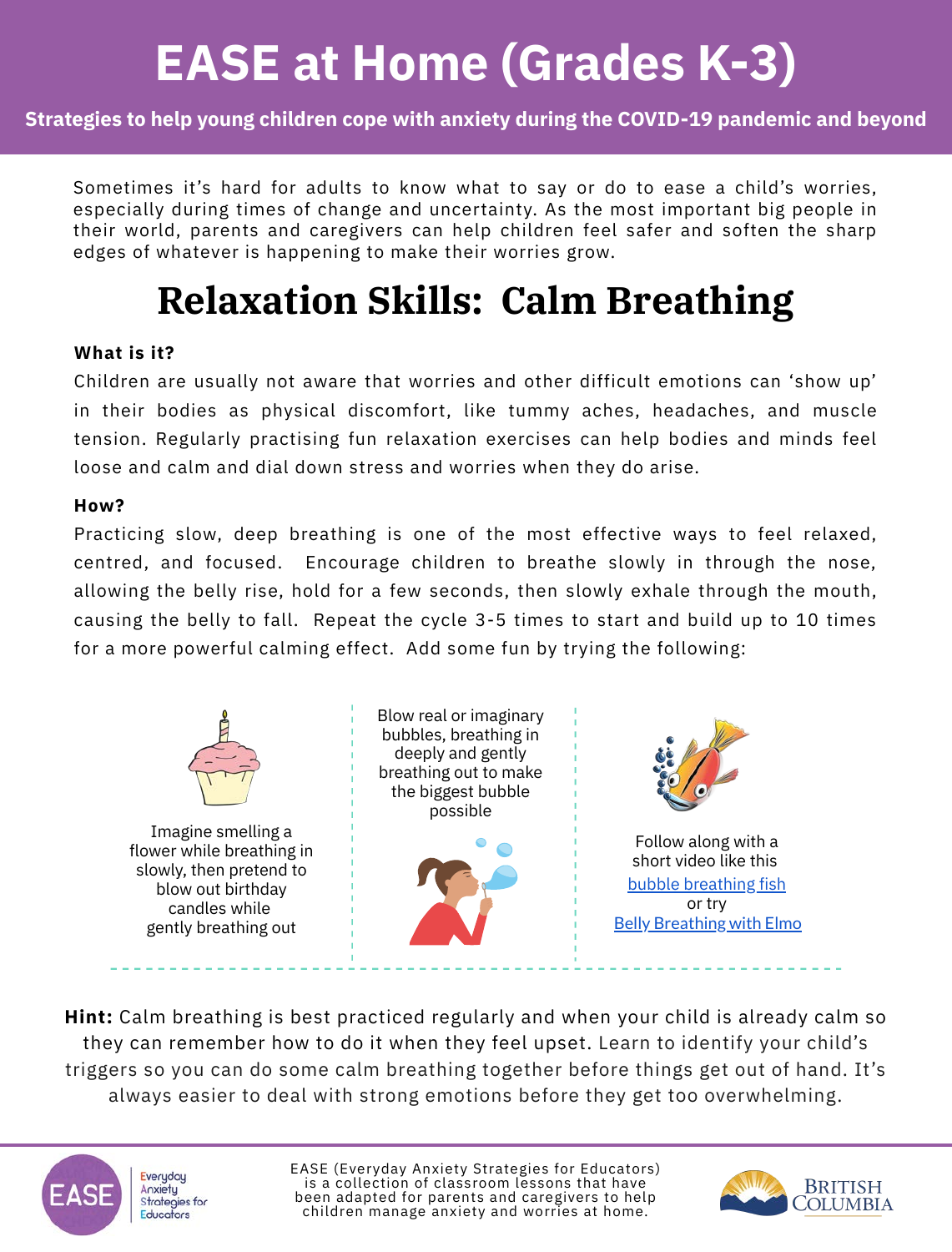# EASE at Home (Grades K-3)

**Strategies to help young children cope with anxiety during the COVID-19 pandemic and beyond**

Sometimes it's hard for adults to know what to say or do to ease a child's worries, especially during times of change and uncertainty. As the most important big people in their world, parents and caregivers can help children feel safer and soften the sharp edges of whatever is happening to make their worries grow.

## Relaxation Skills: Calm Breathing

**What is it?**

Children are usually not aware that worries and other difficult emotions can 'show up' in their bodies as physical discomfort, like tummy aches, headaches, and muscle tension. Regularly practising fun relaxation exercises can help bodies and minds feel loose and calm and dial down stress and worries when they do arise.

**How?**

Practicing slow, deep breathing is one of the most effective ways to feel relaxed, centred, and focused. Encourage children to breathe slowly in through the nose, allowing the belly rise, hold for a few seconds, then slowly exhale through the mouth, causing the belly to fall. Repeat the cycle 3-5 times to start and build up to 10 times for a more powerful calming effect. Add some fun by trying the following:

Imagine smelling a flower while breathing in slowly, then pretend to blow out birthday candles while gently breathing out

Blow real or imaginary bubbles, breathing in deeply and gently breathing out to make the biggest bubble possible

Follow along with a short video like this [bubble breathing fish] or try [Belly Breathing with Elmo]

**Hint:** Calm breathing is best practiced regularly and when your child is already calm so they can remember how to do it when they feel upset. Learn to identify your child's triggers so you can do some calm breathing together before things get out of hand. It's always easier to deal with strong emotions before they get too overwhelming.

EASE (Everyday Anxiety Strategies for Educators) is a collection of classroom lessons that have been adapted for parents and caregivers to help children manage anxiety and worries at home.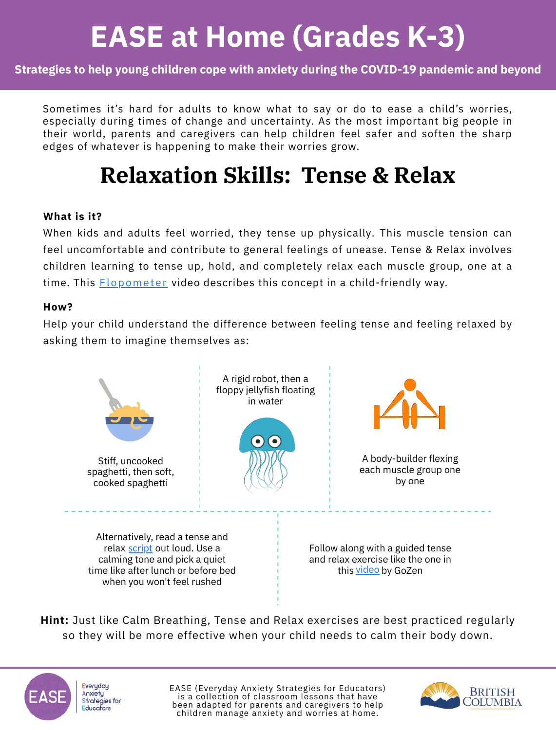# EASE at Home (Grades K-3)

**Strategies to help young children cope with anxiety during the COVID-19 pandemic and beyond**

Sometimes it's hard for adults to know what to say or do to ease a child's worries, especially during times of change and uncertainty. As the most important big people in their world, parents and caregivers can help children feel safer and soften the sharp edges of whatever is happening to make their worries grow.

## Relaxation Skills: Tense & Relax

**What is it?**

When kids and adults feel worried, they tense up physically. This muscle tension can feel uncomfortable and contribute to general feelings of unease. Tense & Relax involves children learning to tense up, hold, and completely relax each muscle group, one at a time. This Flopometer video describes this concept in a child-friendly way.

**How?**

Help your child understand the difference between feeling tense and feeling relaxed by asking them to imagine themselves as:

- Stiff, uncooked spaghetti, then soft, cooked spaghetti
- A rigid robot, then a floppy jellyfish floating in water
- A body-builder flexing each muscle group one by one

Alternatively, read a tense and relax script out loud. Use a calming tone and pick a quiet time like after lunch or before bed when you won't feel rushed

Follow along with a guided tense and relax exercise like the one in this video by GoZen

**Hint:** Just like Calm Breathing, Tense and Relax exercises are best practiced regularly so they will be more effective when your child needs to calm their body down.

EASE (Everyday Anxiety Strategies for Educators) is a collection of classroom lessons that have been adapted for parents and caregivers to help children manage anxiety and worries at home.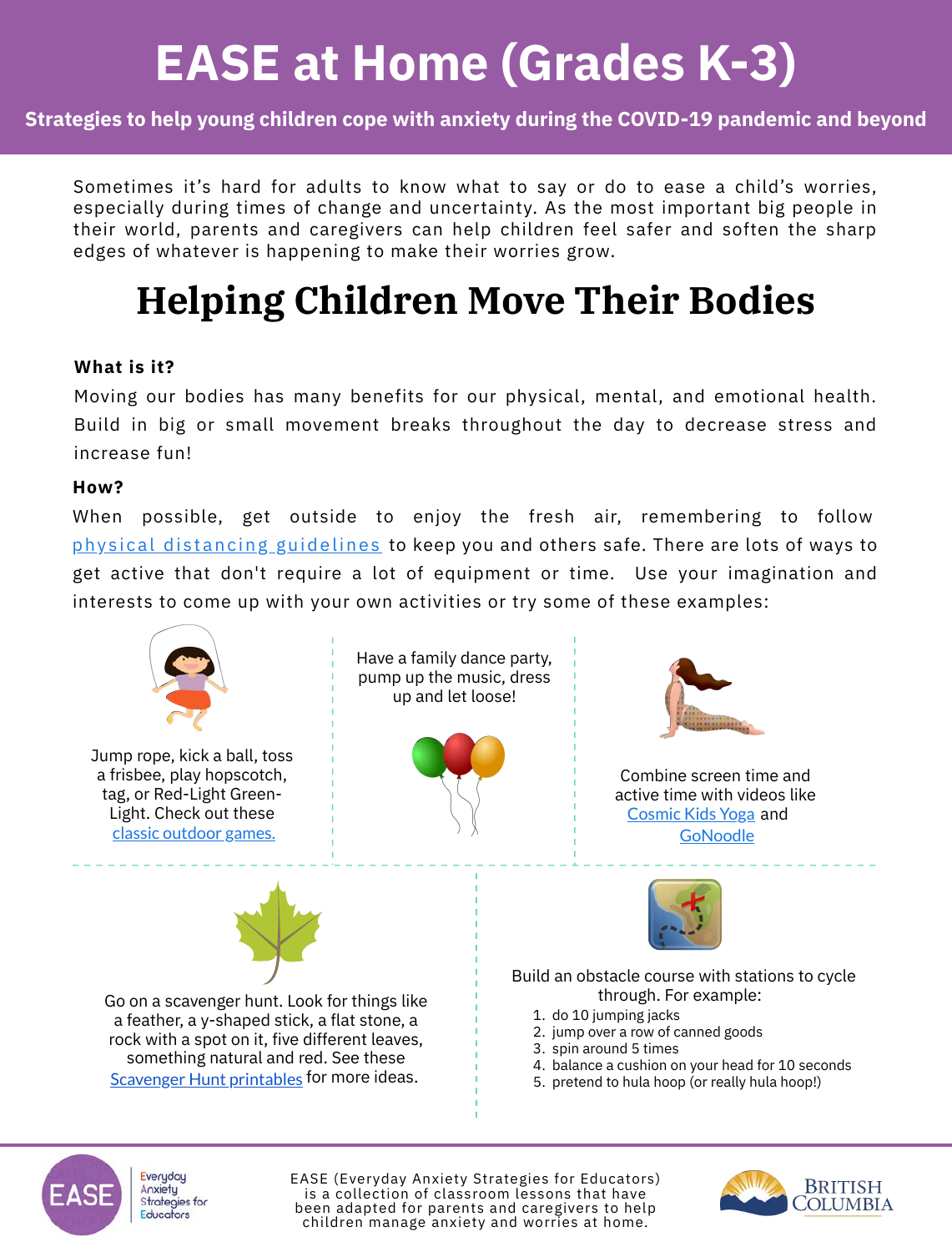# EASE at Home (Grades K-3)

**Strategies to help young children cope with anxiety during the COVID-19 pandemic and beyond**

Sometimes it's hard for adults to know what to say or do to ease a child's worries, especially during times of change and uncertainty. As the most important big people in their world, parents and caregivers can help children feel safer and soften the sharp edges of whatever is happening to make their worries grow.

## Helping Children Move Their Bodies

**What is it?**

Moving our bodies has many benefits for our physical, mental, and emotional health. Build in big or small movement breaks throughout the day to decrease stress and increase fun!

**How?**

When possible, get outside to enjoy the fresh air, remembering to follow physical distancing guidelines to keep you and others safe. There are lots of ways to get active that don't require a lot of equipment or time. Use your imagination and interests to come up with your own activities or try some of these examples:

Jump rope, kick a ball, toss a frisbee, play hopscotch, tag, or Red-Light Green-Light. Check out these classic outdoor games.

Have a family dance party, pump up the music, dress up and let loose!

Combine screen time and active time with videos like Cosmic Kids Yoga and GoNoodle

Go on a scavenger hunt. Look for things like a feather, a y-shaped stick, a flat stone, a rock with a spot on it, five different leaves, something natural and red. See these Scavenger Hunt printables for more ideas.

Build an obstacle course with stations to cycle through. For example:

1. do 10 jumping jacks
2. jump over a row of canned goods
3. spin around 5 times
4. balance a cushion on your head for 10 seconds
5. pretend to hula hoop (or really hula hoop!)

EASE Everyday Anxiety Strategies for Educators

EASE (Everyday Anxiety Strategies for Educators) is a collection of classroom lessons that have been adapted for parents and caregivers to help children manage anxiety and worries at home.

British Columbia